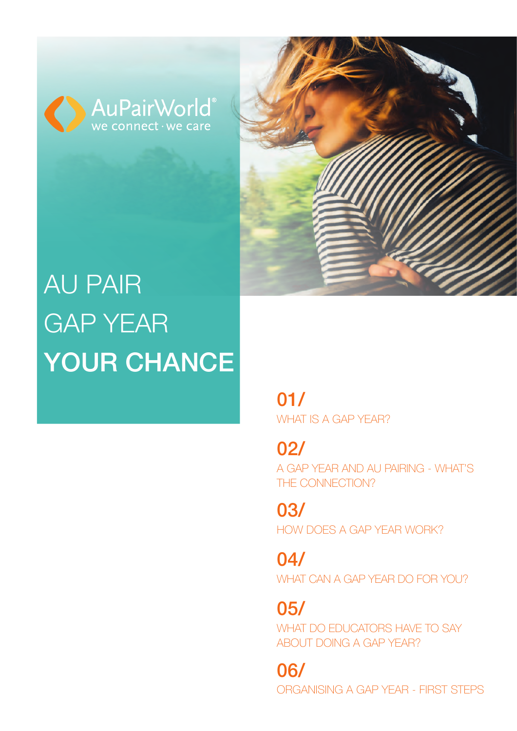AuPairWorld
we connect · we care

# AU PAIR GAP YEAR **YOUR CHANCE**

**01/**
WHAT IS A GAP YEAR?

**02/**
A GAP YEAR AND AU PAIRING - WHAT'S THE CONNECTION?

**03/**
HOW DOES A GAP YEAR WORK?

**04/**
WHAT CAN A GAP YEAR DO FOR YOU?

**05/**
WHAT DO EDUCATORS HAVE TO SAY ABOUT DOING A GAP YEAR?

**06/**
ORGANISING A GAP YEAR - FIRST STEPS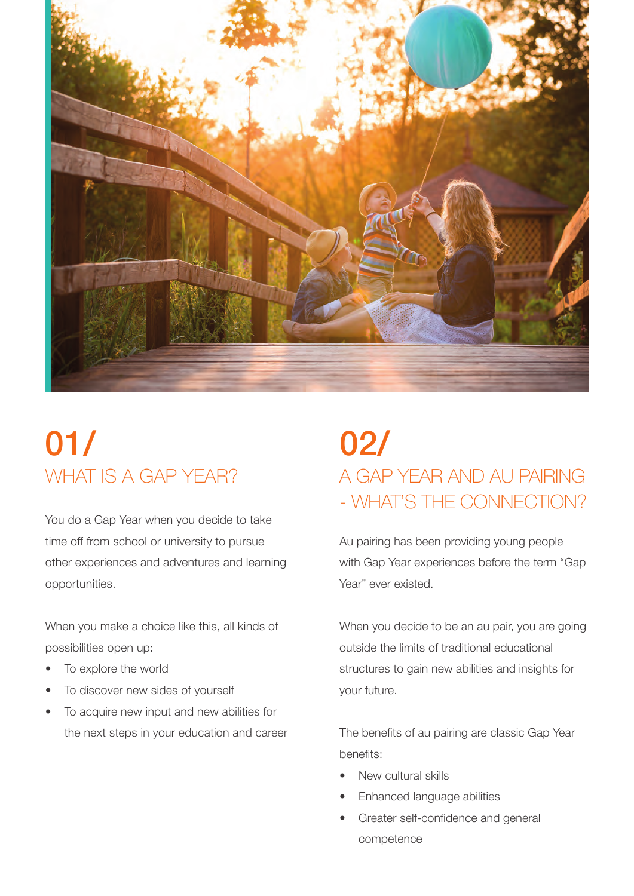# 01/

## WHAT IS A GAP YEAR?

You do a Gap Year when you decide to take time off from school or university to pursue other experiences and adventures and learning opportunities.

When you make a choice like this, all kinds of possibilities open up:

- To explore the world
- To discover new sides of yourself
- To acquire new input and new abilities for the next steps in your education and career

# 02/

## A GAP YEAR AND AU PAIRING - WHAT'S THE CONNECTION?

Au pairing has been providing young people with Gap Year experiences before the term "Gap Year" ever existed.

When you decide to be an au pair, you are going outside the limits of traditional educational structures to gain new abilities and insights for your future.

The benefits of au pairing are classic Gap Year benefits:

- New cultural skills
- Enhanced language abilities
- Greater self-confidence and general competence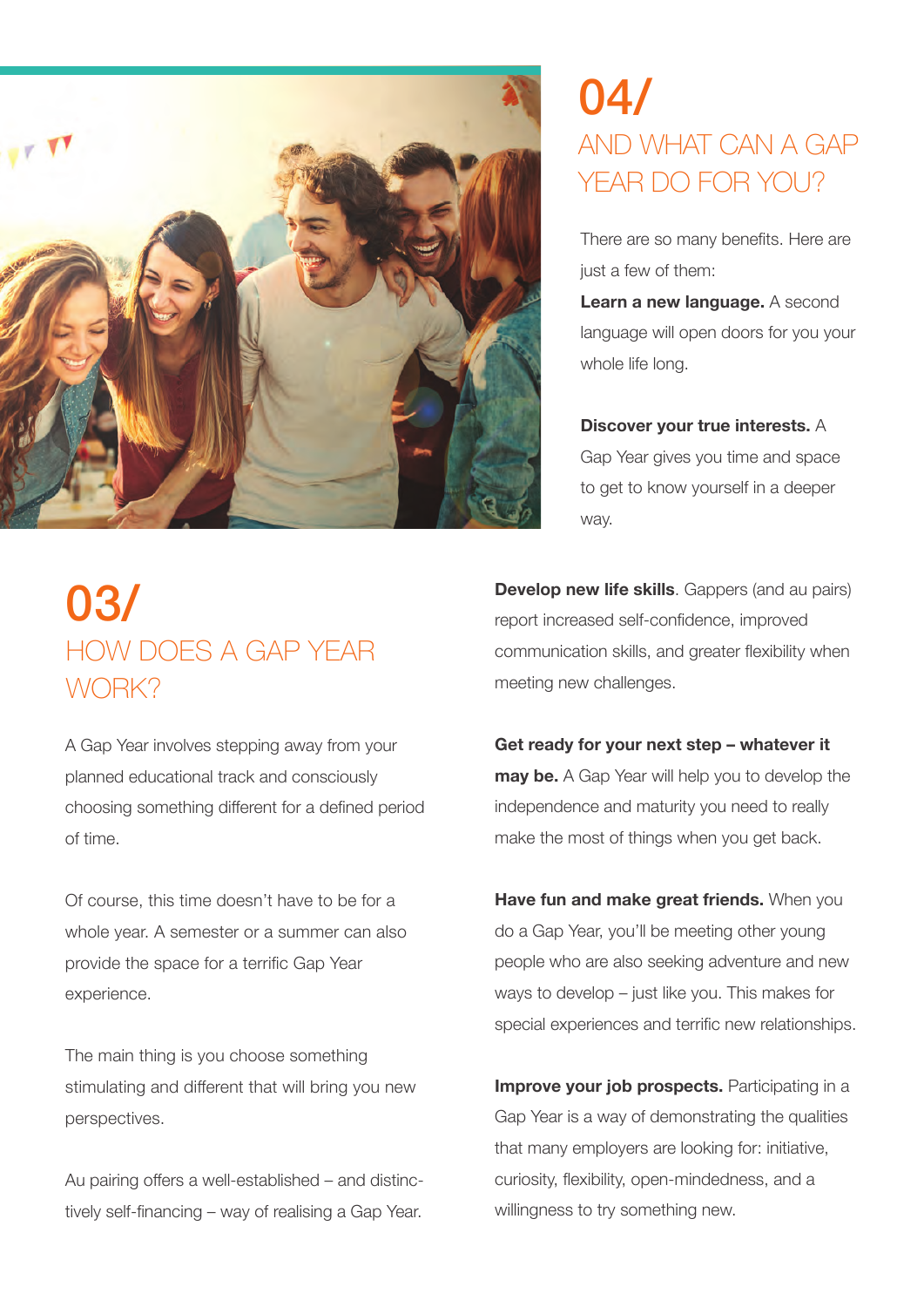## 03/ HOW DOES A GAP YEAR WORK?

A Gap Year involves stepping away from your planned educational track and consciously choosing something different for a defined period of time.

Of course, this time doesn't have to be for a whole year. A semester or a summer can also provide the space for a terrific Gap Year experience.

The main thing is you choose something stimulating and different that will bring you new perspectives.

Au pairing offers a well-established – and distinctively self-financing – way of realising a Gap Year.

## 04/ AND WHAT CAN A GAP YEAR DO FOR YOU?

There are so many benefits. Here are just a few of them:

**Learn a new language.** A second language will open doors for you your whole life long.

**Discover your true interests.** A Gap Year gives you time and space to get to know yourself in a deeper way.

**Develop new life skills**. Gappers (and au pairs) report increased self-confidence, improved communication skills, and greater flexibility when meeting new challenges.

**Get ready for your next step – whatever it may be.** A Gap Year will help you to develop the independence and maturity you need to really make the most of things when you get back.

**Have fun and make great friends.** When you do a Gap Year, you'll be meeting other young people who are also seeking adventure and new ways to develop – just like you. This makes for special experiences and terrific new relationships.

**Improve your job prospects.** Participating in a Gap Year is a way of demonstrating the qualities that many employers are looking for: initiative, curiosity, flexibility, open-mindedness, and a willingness to try something new.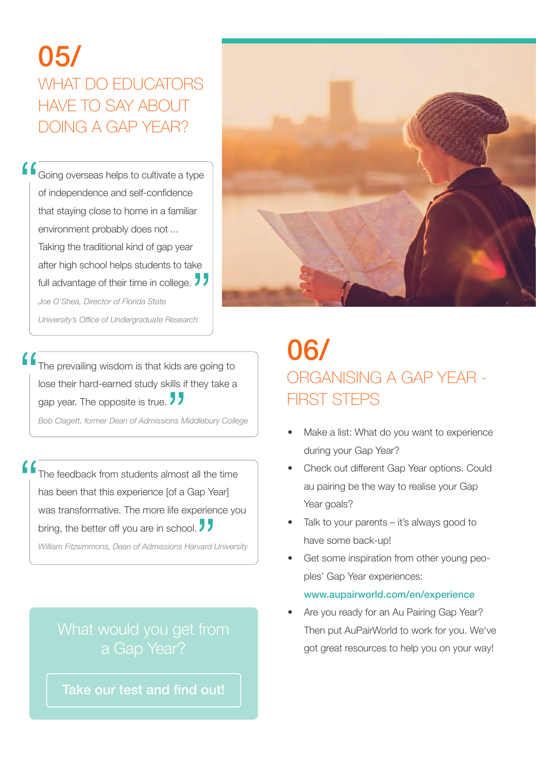# 05/ WHAT DO EDUCATORS HAVE TO SAY ABOUT DOING A GAP YEAR?

> "Going overseas helps to cultivate a type of independence and self-confidence that staying close to home in a familiar environment probably does not ... Taking the traditional kind of gap year after high school helps students to take full advantage of their time in college."
>
> *Joe O'Shea, Director of Florida State University's Office of Undergraduate Research*

> "The prevailing wisdom is that kids are going to lose their hard-earned study skills if they take a gap year. The opposite is true."
>
> *Bob Clagett, former Dean of Admissions Middlebury College*

> "The feedback from students almost all the time has been that this experience [of a Gap Year] was transformative. The more life experience you bring, the better off you are in school."
>
> *William Fitzsimmons, Dean of Admissions Harvard University*

What would you get from a Gap Year?

**Take our test and find out!**

# 06/ ORGANISING A GAP YEAR - FIRST STEPS

- Make a list: What do you want to experience during your Gap Year?
- Check out different Gap Year options. Could au pairing be the way to realise your Gap Year goals?
- Talk to your parents – it's always good to have some back-up!
- Get some inspiration from other young peoples' Gap Year experiences: **www.aupairworld.com/en/experience**
- Are you ready for an Au Pairing Gap Year? Then put AuPairWorld to work for you. We've got great resources to help you on your way!